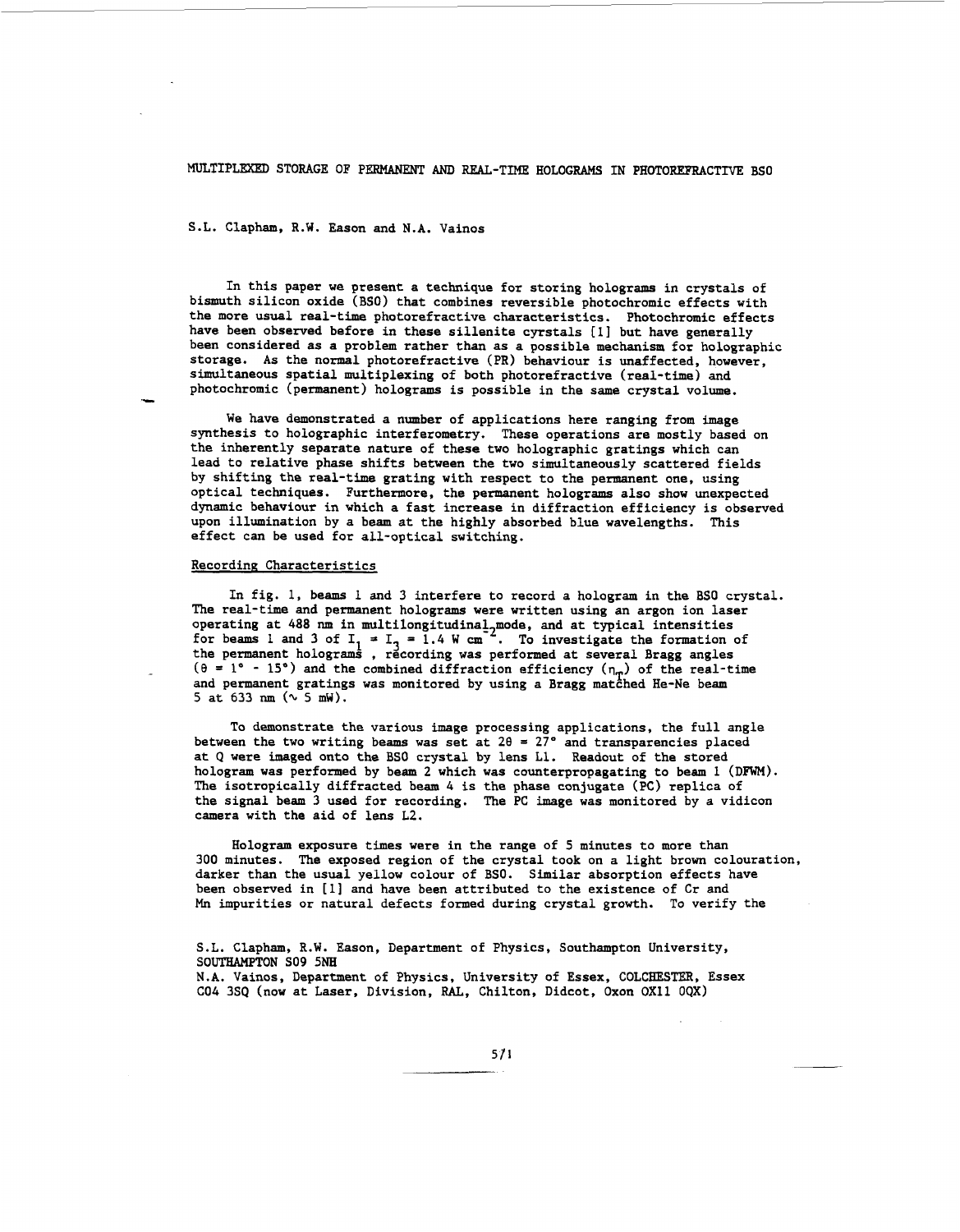# MULTIPLEXED STORAGE OF PERMANENT AND REAL-TIME HOLOGRAMS IN PHOTOREFRACTIVE BSO

S.L. Clapham, R.W. Eason and N.A. Vainos

In this paper we present a technique for storing holograms in crystals of bismuth silicon oxide (BSO) that combines reversible photochromic effects with the more usual real-time photorefractive characteristics. Photochromic effects have been observed before in these sillenite cyrstals [1] but have generally been considered as a problem rather than as a possible mechanism for holographic storage. As the normal photorefractive (PR) behaviour is unaffected, however, simultaneous spatial multiplexing of both photorefractive (real-time) and photochromic (permanent) holograms is possible in the same crystal volume.

We have demonstrated a number of applications here ranging from image synthesis to holographic interferometry. These operations are mostly based on the inherently separate nature of these two holographic gratings which can lead to relative phase shifts between the two simultaneously scattered fields by shifting the real-time grating with respect to the permanent one, using optical techniques. Furthermore, the permanent holograms also show unexpected dynamic behaviour in which a fast increase in diffraction efficiency is observed upon illumination by a beam at the highly absorbed blue wavelengths. This effect can be used for all-optical switching.

## Recording Characteristics

In fig. 1, beams 1 and 3 interfere to record a hologram in the BSO crystal. The real-time and permanent holograms were written using an argon ion laser operating at 488 nm in multilongitudinal mode, and at typical intensities for beams 1 and 3 of $I_1 = I_3 = 1.4$ W cm$^{-2}$. To investigate the formation of the permanent holograms, recording was performed at several Bragg angles ($\theta = 1° - 15°$) and the combined diffraction efficiency ($\eta_T$) of the real-time and permanent gratings was monitored by using a Bragg matched He-Ne beam 5 at 633 nm ($\sim$ 5 mW).

To demonstrate the various image processing applications, the full angle between the two writing beams was set at $2\theta = 27°$ and transparencies placed at Q were imaged onto the BSO crystal by lens L1. Readout of the stored hologram was performed by beam 2 which was counterpropagating to beam 1 (DFWM). The isotropically diffracted beam 4 is the phase conjugate (PC) replica of the signal beam 3 used for recording. The PC image was monitored by a vidicon camera with the aid of lens L2.

Hologram exposure times were in the range of 5 minutes to more than 300 minutes. The exposed region of the crystal took on a light brown colouration, darker than the usual yellow colour of BSO. Similar absorption effects have been observed in [1] and have been attributed to the existence of Cr and Mn impurities or natural defects formed during crystal growth. To verify the

S.L. Clapham, R.W. Eason, Department of Physics, Southampton University, SOUTHAMPTON SO9 5NH
N.A. Vainos, Department of Physics, University of Essex, COLCHESTER, Essex CO4 3SQ (now at Laser, Division, RAL, Chilton, Didcot, Oxon OX11 0QX)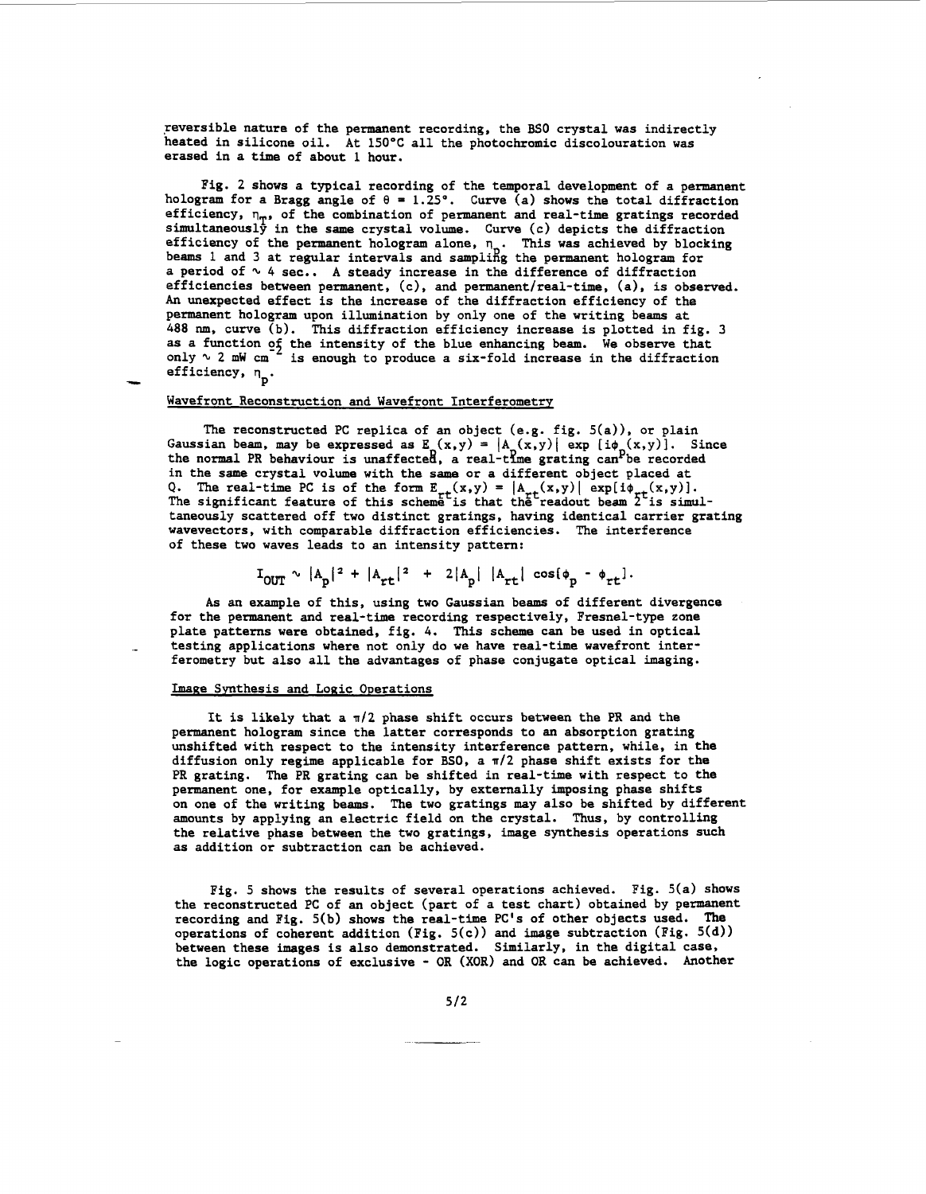reversible nature of the permanent recording, the BSO crystal was indirectly heated in silicone oil. At 150°C all the photochromic discolouration was erased in a time of about 1 hour.

Fig. 2 shows a typical recording of the temporal development of a permanent hologram for a Bragg angle of $\theta = 1.25°$. Curve (a) shows the total diffraction efficiency, $\eta_T$, of the combination of permanent and real-time gratings recorded simultaneously in the same crystal volume. Curve (c) depicts the diffraction efficiency of the permanent hologram alone, $\eta_p$. This was achieved by blocking beams 1 and 3 at regular intervals and sampling the permanent hologram for a period of $\sim$ 4 sec.. A steady increase in the difference of diffraction efficiencies between permanent, (c), and permanent/real-time, (a), is observed. An unexpected effect is the increase of the diffraction efficiency of the permanent hologram upon illumination by only one of the writing beams at 488 nm, curve (b). This diffraction efficiency increase is plotted in fig. 3 as a function of the intensity of the blue enhancing beam. We observe that only $\sim$ 2 mW cm$^{-2}$ is enough to produce a six-fold increase in the diffraction efficiency, $\eta_p$.

## Wavefront Reconstruction and Wavefront Interferometry

The reconstructed PC replica of an object (e.g. fig. 5(a)), or plain Gaussian beam, may be expressed as $E_p(x,y) = |A_p(x,y)| \exp[i\phi_p(x,y)]$. Since the normal PR behaviour is unaffected, a real-time grating can be recorded in the same crystal volume with the same or a different object placed at Q. The real-time PC is of the form $E_{rt}(x,y) = |A_{rt}(x,y)| \exp[i\phi_{rt}(x,y)]$. The significant feature of this scheme is that the readout beam 2 is simultaneously scattered off two distinct gratings, having identical carrier grating wavevectors, with comparable diffraction efficiencies. The interference of these two waves leads to an intensity pattern:

$$I_{OUT} \sim |A_p|^2 + |A_{rt}|^2 + 2|A_p|\,|A_{rt}|\cos[\phi_p - \phi_{rt}].$$

As an example of this, using two Gaussian beams of different divergence for the permanent and real-time recording respectively, Fresnel-type zone plate patterns were obtained, fig. 4. This scheme can be used in optical testing applications where not only do we have real-time wavefront interferometry but also all the advantages of phase conjugate optical imaging.

## Image Synthesis and Logic Operations

It is likely that a $\pi/2$ phase shift occurs between the PR and the permanent hologram since the latter corresponds to an absorption grating unshifted with respect to the intensity interference pattern, while, in the diffusion only regime applicable for BSO, a $\pi/2$ phase shift exists for the PR grating. The PR grating can be shifted in real-time with respect to the permanent one, for example optically, by externally imposing phase shifts on one of the writing beams. The two gratings may also be shifted by different amounts by applying an electric field on the crystal. Thus, by controlling the relative phase between the two gratings, image synthesis operations such as addition or subtraction can be achieved.

Fig. 5 shows the results of several operations achieved. Fig. 5(a) shows the reconstructed PC of an object (part of a test chart) obtained by permanent recording and Fig. 5(b) shows the real-time PC's of other objects used. The operations of coherent addition (Fig. 5(c)) and image subtraction (Fig. 5(d)) between these images is also demonstrated. Similarly, in the digital case, the logic operations of exclusive - OR (XOR) and OR can be achieved. Another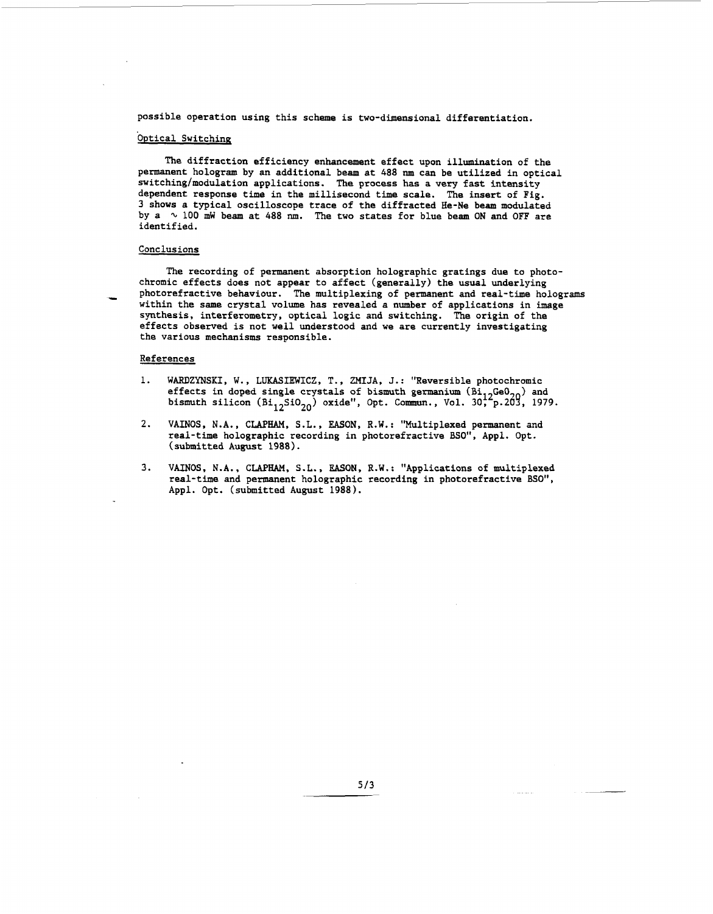possible operation using this scheme is two-dimensional differentiation.

## Optical Switching

The diffraction efficiency enhancement effect upon illumination of the permanent hologram by an additional beam at 488 nm can be utilized in optical switching/modulation applications. The process has a very fast intensity dependent response time in the millisecond time scale. The insert of Fig. 3 shows a typical oscilloscope trace of the diffracted He-Ne beam modulated by a $\sim$ 100 mW beam at 488 nm. The two states for blue beam ON and OFF are identified.

## Conclusions

The recording of permanent absorption holographic gratings due to photochromic effects does not appear to affect (generally) the usual underlying photorefractive behaviour. The multiplexing of permanent and real-time holograms within the same crystal volume has revealed a number of applications in image synthesis, interferometry, optical logic and switching. The origin of the effects observed is not well understood and we are currently investigating the various mechanisms responsible.

## References

1. WARDZYNSKI, W., LUKASIEWICZ, T., ZMIJA, J.: "Reversible photochromic effects in doped single crystals of bismuth germanium ($Bi_{12}GeO_{20}$) and bismuth silicon ($Bi_{12}SiO_{20}$) oxide", Opt. Commun., Vol. 30, p.203, 1979.

2. VAINOS, N.A., CLAPHAM, S.L., EASON, R.W.: "Multiplexed permanent and real-time holographic recording in photorefractive BSO", Appl. Opt. (submitted August 1988).

3. VAINOS, N.A., CLAPHAM, S.L., EASON, R.W.: "Applications of multiplexed real-time and permanent holographic recording in photorefractive BSO", Appl. Opt. (submitted August 1988).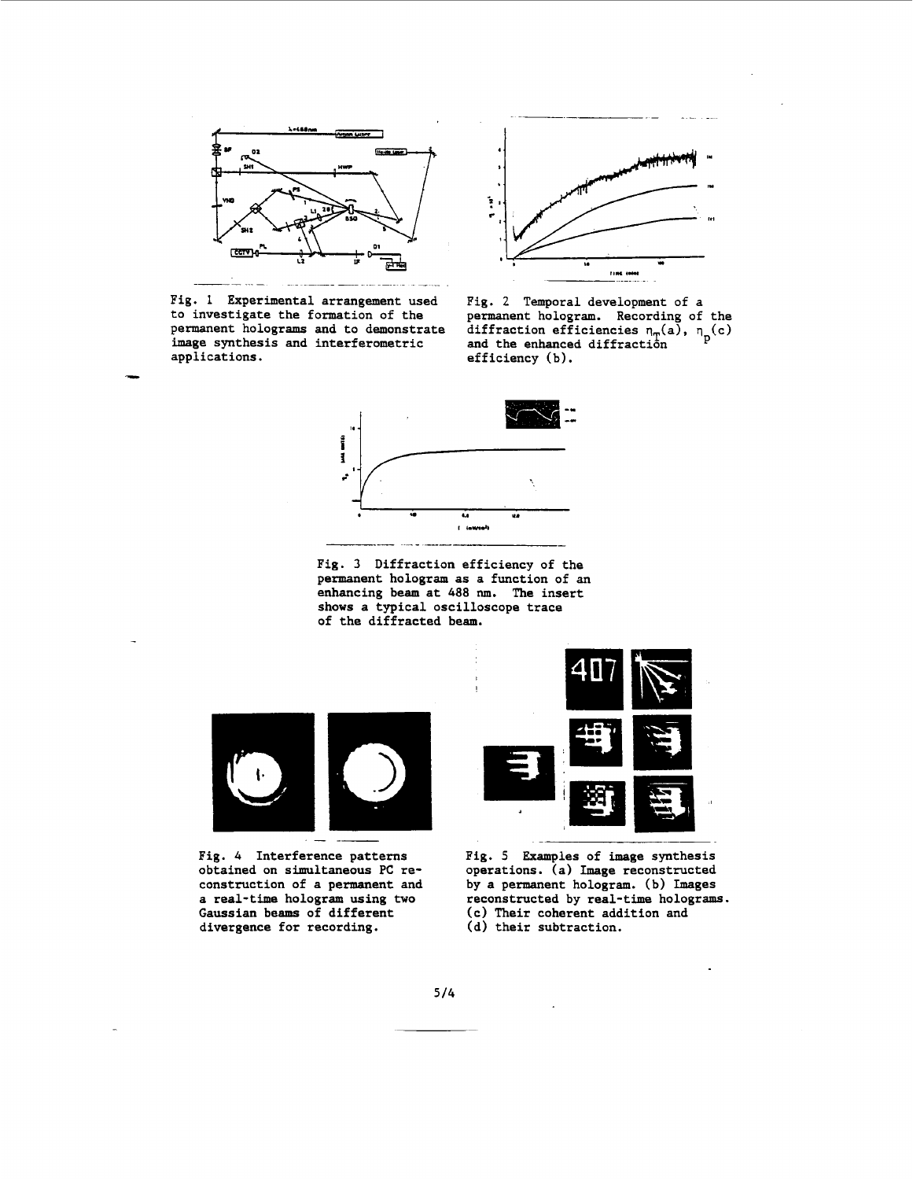Fig. 1 Experimental arrangement used to investigate the formation of the permanent holograms and to demonstrate image synthesis and interferometric applications.

Fig. 2 Temporal development of a permanent hologram. Recording of the diffraction efficiencies $\eta_m(a)$, $\eta_p(c)$ and the enhanced diffraction efficiency (b).

Fig. 3 Diffraction efficiency of the permanent hologram as a function of an enhancing beam at 488 nm. The insert shows a typical oscilloscope trace of the diffracted beam.

Fig. 4 Interference patterns obtained on simultaneous PC reconstruction of a permanent and a real-time hologram using two Gaussian beams of different divergence for recording.

Fig. 5 Examples of image synthesis operations. (a) Image reconstructed by a permanent hologram. (b) Images reconstructed by real-time holograms. (c) Their coherent addition and (d) their subtraction.